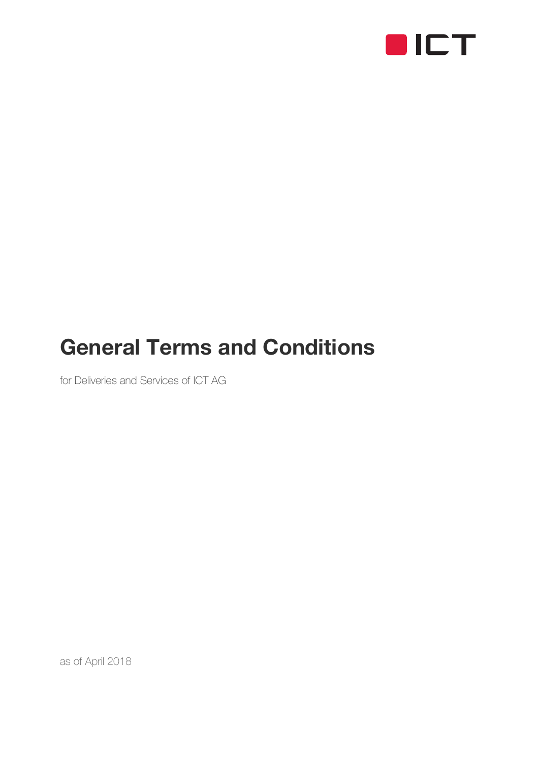ICT

# General Terms and Conditions

for Deliveries and Services of ICT AG

as of April 2018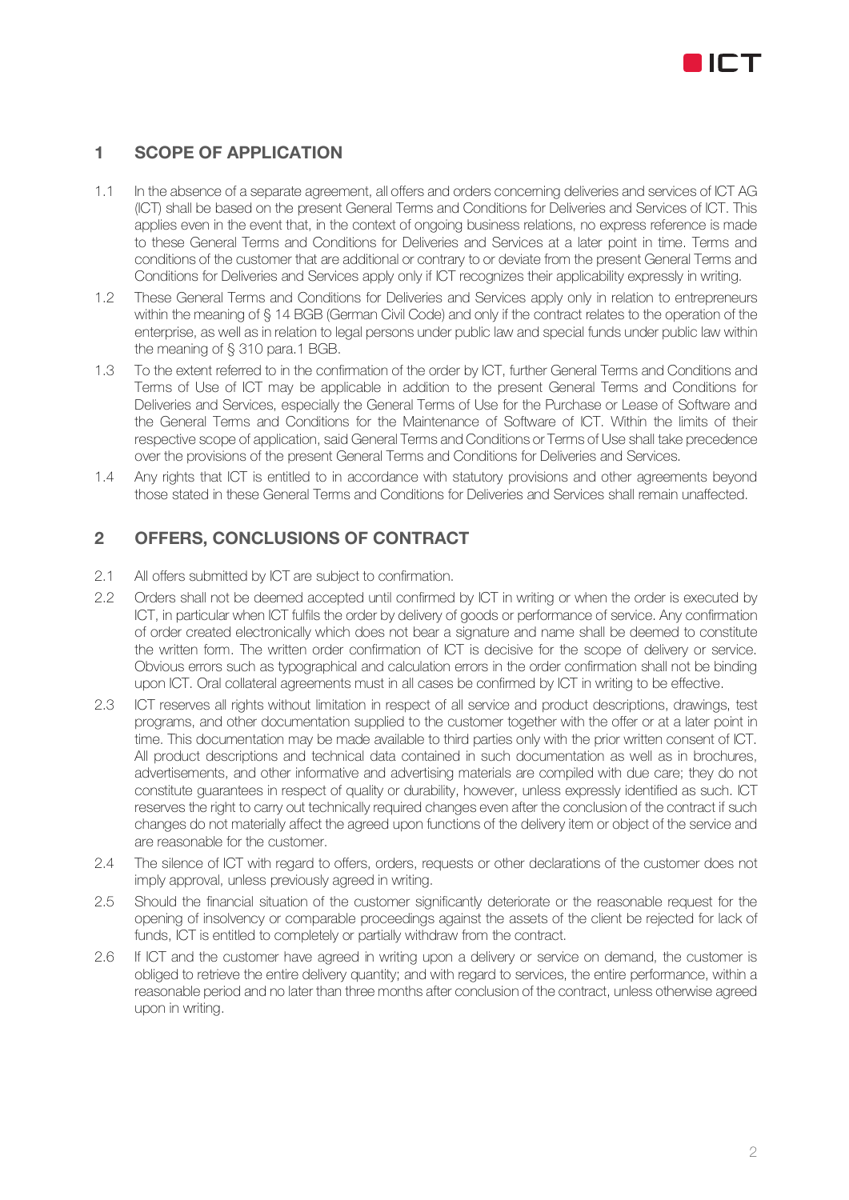## 1 SCOPE OF APPLICATION

1.1 In the absence of a separate agreement, all offers and orders concerning deliveries and services of ICT AG (ICT) shall be based on the present General Terms and Conditions for Deliveries and Services of ICT. This applies even in the event that, in the context of ongoing business relations, no express reference is made to these General Terms and Conditions for Deliveries and Services at a later point in time. Terms and conditions of the customer that are additional or contrary to or deviate from the present General Terms and Conditions for Deliveries and Services apply only if ICT recognizes their applicability expressly in writing.

1.2 These General Terms and Conditions for Deliveries and Services apply only in relation to entrepreneurs within the meaning of § 14 BGB (German Civil Code) and only if the contract relates to the operation of the enterprise, as well as in relation to legal persons under public law and special funds under public law within the meaning of § 310 para.1 BGB.

1.3 To the extent referred to in the confirmation of the order by ICT, further General Terms and Conditions and Terms of Use of ICT may be applicable in addition to the present General Terms and Conditions for Deliveries and Services, especially the General Terms of Use for the Purchase or Lease of Software and the General Terms and Conditions for the Maintenance of Software of ICT. Within the limits of their respective scope of application, said General Terms and Conditions or Terms of Use shall take precedence over the provisions of the present General Terms and Conditions for Deliveries and Services.

1.4 Any rights that ICT is entitled to in accordance with statutory provisions and other agreements beyond those stated in these General Terms and Conditions for Deliveries and Services shall remain unaffected.

## 2 OFFERS, CONCLUSIONS OF CONTRACT

2.1 All offers submitted by ICT are subject to confirmation.

2.2 Orders shall not be deemed accepted until confirmed by ICT in writing or when the order is executed by ICT, in particular when ICT fulfils the order by delivery of goods or performance of service. Any confirmation of order created electronically which does not bear a signature and name shall be deemed to constitute the written form. The written order confirmation of ICT is decisive for the scope of delivery or service. Obvious errors such as typographical and calculation errors in the order confirmation shall not be binding upon ICT. Oral collateral agreements must in all cases be confirmed by ICT in writing to be effective.

2.3 ICT reserves all rights without limitation in respect of all service and product descriptions, drawings, test programs, and other documentation supplied to the customer together with the offer or at a later point in time. This documentation may be made available to third parties only with the prior written consent of ICT. All product descriptions and technical data contained in such documentation as well as in brochures, advertisements, and other informative and advertising materials are compiled with due care; they do not constitute guarantees in respect of quality or durability, however, unless expressly identified as such. ICT reserves the right to carry out technically required changes even after the conclusion of the contract if such changes do not materially affect the agreed upon functions of the delivery item or object of the service and are reasonable for the customer.

2.4 The silence of ICT with regard to offers, orders, requests or other declarations of the customer does not imply approval, unless previously agreed in writing.

2.5 Should the financial situation of the customer significantly deteriorate or the reasonable request for the opening of insolvency or comparable proceedings against the assets of the client be rejected for lack of funds, ICT is entitled to completely or partially withdraw from the contract.

2.6 If ICT and the customer have agreed in writing upon a delivery or service on demand, the customer is obliged to retrieve the entire delivery quantity; and with regard to services, the entire performance, within a reasonable period and no later than three months after conclusion of the contract, unless otherwise agreed upon in writing.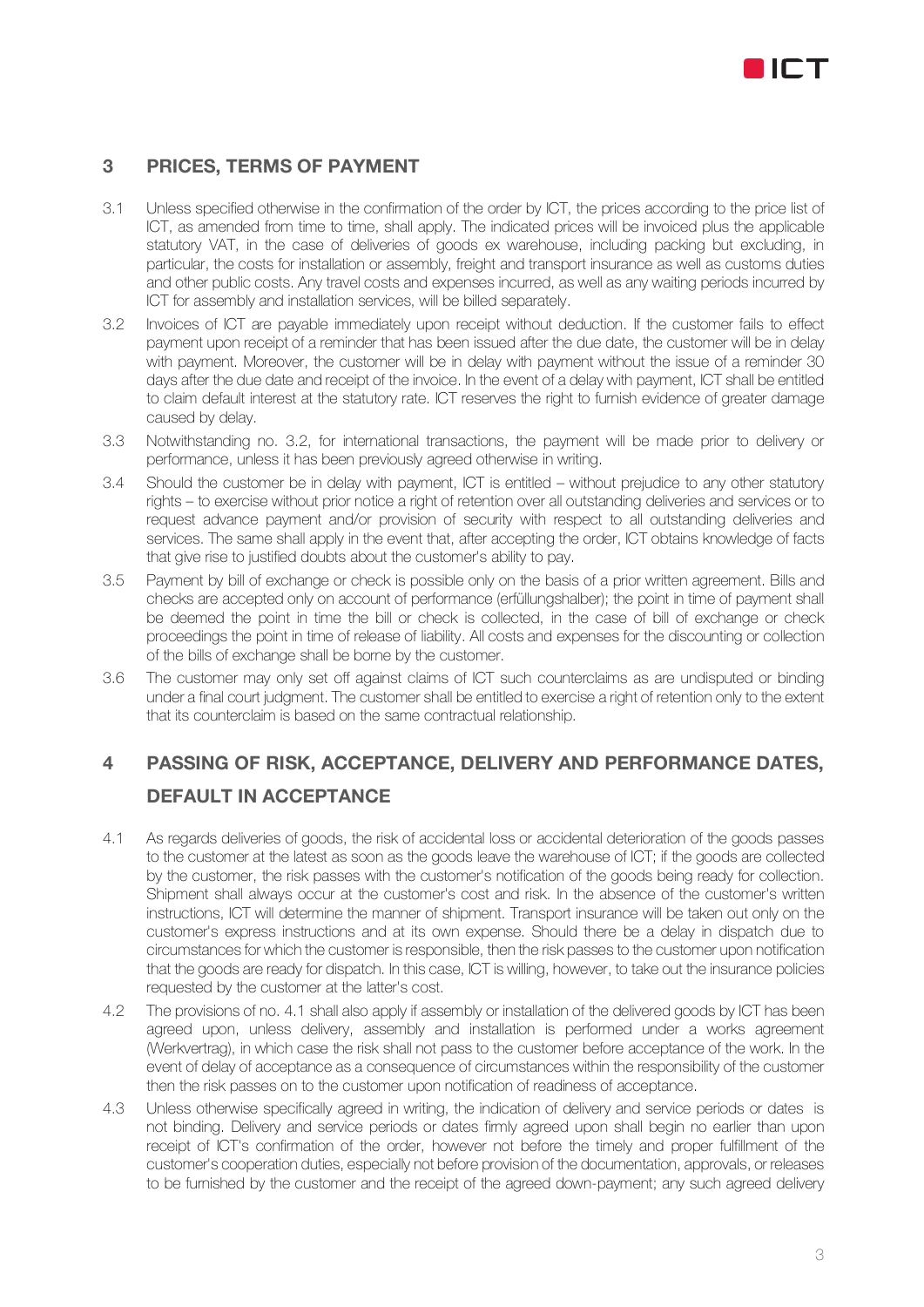## 3 PRICES, TERMS OF PAYMENT

3.1 Unless specified otherwise in the confirmation of the order by ICT, the prices according to the price list of ICT, as amended from time to time, shall apply. The indicated prices will be invoiced plus the applicable statutory VAT, in the case of deliveries of goods ex warehouse, including packing but excluding, in particular, the costs for installation or assembly, freight and transport insurance as well as customs duties and other public costs. Any travel costs and expenses incurred, as well as any waiting periods incurred by ICT for assembly and installation services, will be billed separately.

3.2 Invoices of ICT are payable immediately upon receipt without deduction. If the customer fails to effect payment upon receipt of a reminder that has been issued after the due date, the customer will be in delay with payment. Moreover, the customer will be in delay with payment without the issue of a reminder 30 days after the due date and receipt of the invoice. In the event of a delay with payment, ICT shall be entitled to claim default interest at the statutory rate. ICT reserves the right to furnish evidence of greater damage caused by delay.

3.3 Notwithstanding no. 3.2, for international transactions, the payment will be made prior to delivery or performance, unless it has been previously agreed otherwise in writing.

3.4 Should the customer be in delay with payment, ICT is entitled – without prejudice to any other statutory rights – to exercise without prior notice a right of retention over all outstanding deliveries and services or to request advance payment and/or provision of security with respect to all outstanding deliveries and services. The same shall apply in the event that, after accepting the order, ICT obtains knowledge of facts that give rise to justified doubts about the customer's ability to pay.

3.5 Payment by bill of exchange or check is possible only on the basis of a prior written agreement. Bills and checks are accepted only on account of performance (erfüllungshalber); the point in time of payment shall be deemed the point in time the bill or check is collected, in the case of bill of exchange or check proceedings the point in time of release of liability. All costs and expenses for the discounting or collection of the bills of exchange shall be borne by the customer.

3.6 The customer may only set off against claims of ICT such counterclaims as are undisputed or binding under a final court judgment. The customer shall be entitled to exercise a right of retention only to the extent that its counterclaim is based on the same contractual relationship.

## 4 PASSING OF RISK, ACCEPTANCE, DELIVERY AND PERFORMANCE DATES, DEFAULT IN ACCEPTANCE

4.1 As regards deliveries of goods, the risk of accidental loss or accidental deterioration of the goods passes to the customer at the latest as soon as the goods leave the warehouse of ICT; if the goods are collected by the customer, the risk passes with the customer's notification of the goods being ready for collection. Shipment shall always occur at the customer's cost and risk. In the absence of the customer's written instructions, ICT will determine the manner of shipment. Transport insurance will be taken out only on the customer's express instructions and at its own expense. Should there be a delay in dispatch due to circumstances for which the customer is responsible, then the risk passes to the customer upon notification that the goods are ready for dispatch. In this case, ICT is willing, however, to take out the insurance policies requested by the customer at the latter's cost.

4.2 The provisions of no. 4.1 shall also apply if assembly or installation of the delivered goods by ICT has been agreed upon, unless delivery, assembly and installation is performed under a works agreement (Werkvertrag), in which case the risk shall not pass to the customer before acceptance of the work. In the event of delay of acceptance as a consequence of circumstances within the responsibility of the customer then the risk passes on to the customer upon notification of readiness of acceptance.

4.3 Unless otherwise specifically agreed in writing, the indication of delivery and service periods or dates is not binding. Delivery and service periods or dates firmly agreed upon shall begin no earlier than upon receipt of ICT's confirmation of the order, however not before the timely and proper fulfillment of the customer's cooperation duties, especially not before provision of the documentation, approvals, or releases to be furnished by the customer and the receipt of the agreed down-payment; any such agreed delivery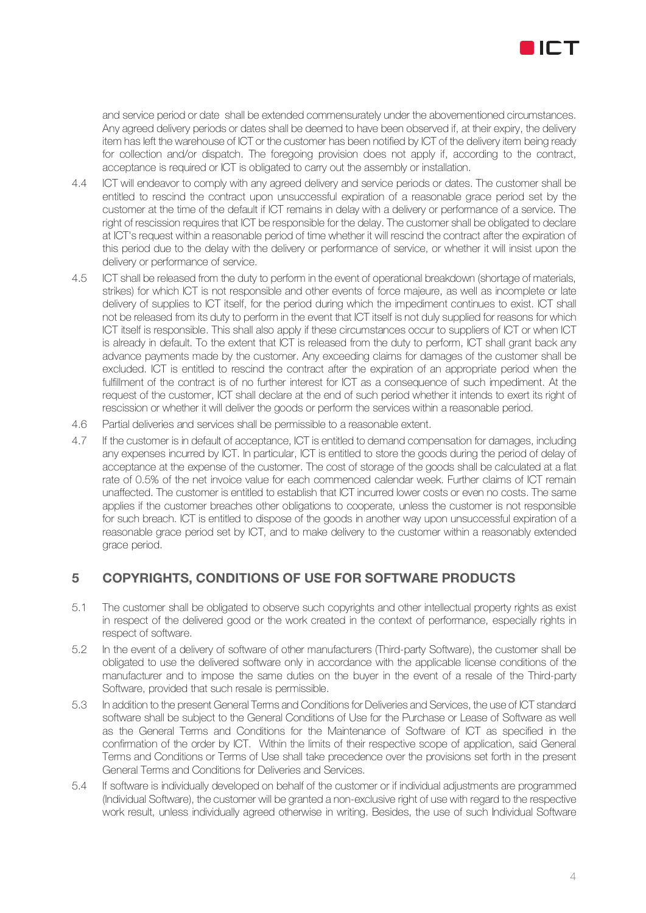and service period or date shall be extended commensurately under the abovementioned circumstances. Any agreed delivery periods or dates shall be deemed to have been observed if, at their expiry, the delivery item has left the warehouse of ICT or the customer has been notified by ICT of the delivery item being ready for collection and/or dispatch. The foregoing provision does not apply if, according to the contract, acceptance is required or ICT is obligated to carry out the assembly or installation.

4.4 ICT will endeavor to comply with any agreed delivery and service periods or dates. The customer shall be entitled to rescind the contract upon unsuccessful expiration of a reasonable grace period set by the customer at the time of the default if ICT remains in delay with a delivery or performance of a service. The right of rescission requires that ICT be responsible for the delay. The customer shall be obligated to declare at ICT's request within a reasonable period of time whether it will rescind the contract after the expiration of this period due to the delay with the delivery or performance of service, or whether it will insist upon the delivery or performance of service.

4.5 ICT shall be released from the duty to perform in the event of operational breakdown (shortage of materials, strikes) for which ICT is not responsible and other events of force majeure, as well as incomplete or late delivery of supplies to ICT itself, for the period during which the impediment continues to exist. ICT shall not be released from its duty to perform in the event that ICT itself is not duly supplied for reasons for which ICT itself is responsible. This shall also apply if these circumstances occur to suppliers of ICT or when ICT is already in default. To the extent that ICT is released from the duty to perform, ICT shall grant back any advance payments made by the customer. Any exceeding claims for damages of the customer shall be excluded. ICT is entitled to rescind the contract after the expiration of an appropriate period when the fulfillment of the contract is of no further interest for ICT as a consequence of such impediment. At the request of the customer, ICT shall declare at the end of such period whether it intends to exert its right of rescission or whether it will deliver the goods or perform the services within a reasonable period.

4.6 Partial deliveries and services shall be permissible to a reasonable extent.

4.7 If the customer is in default of acceptance, ICT is entitled to demand compensation for damages, including any expenses incurred by ICT. In particular, ICT is entitled to store the goods during the period of delay of acceptance at the expense of the customer. The cost of storage of the goods shall be calculated at a flat rate of 0.5% of the net invoice value for each commenced calendar week. Further claims of ICT remain unaffected. The customer is entitled to establish that ICT incurred lower costs or even no costs. The same applies if the customer breaches other obligations to cooperate, unless the customer is not responsible for such breach. ICT is entitled to dispose of the goods in another way upon unsuccessful expiration of a reasonable grace period set by ICT, and to make delivery to the customer within a reasonably extended grace period.

## 5 COPYRIGHTS, CONDITIONS OF USE FOR SOFTWARE PRODUCTS

5.1 The customer shall be obligated to observe such copyrights and other intellectual property rights as exist in respect of the delivered good or the work created in the context of performance, especially rights in respect of software.

5.2 In the event of a delivery of software of other manufacturers (Third-party Software), the customer shall be obligated to use the delivered software only in accordance with the applicable license conditions of the manufacturer and to impose the same duties on the buyer in the event of a resale of the Third-party Software, provided that such resale is permissible.

5.3 In addition to the present General Terms and Conditions for Deliveries and Services, the use of ICT standard software shall be subject to the General Conditions of Use for the Purchase or Lease of Software as well as the General Terms and Conditions for the Maintenance of Software of ICT as specified in the confirmation of the order by ICT. Within the limits of their respective scope of application, said General Terms and Conditions or Terms of Use shall take precedence over the provisions set forth in the present General Terms and Conditions for Deliveries and Services.

5.4 If software is individually developed on behalf of the customer or if individual adjustments are programmed (Individual Software), the customer will be granted a non-exclusive right of use with regard to the respective work result, unless individually agreed otherwise in writing. Besides, the use of such Individual Software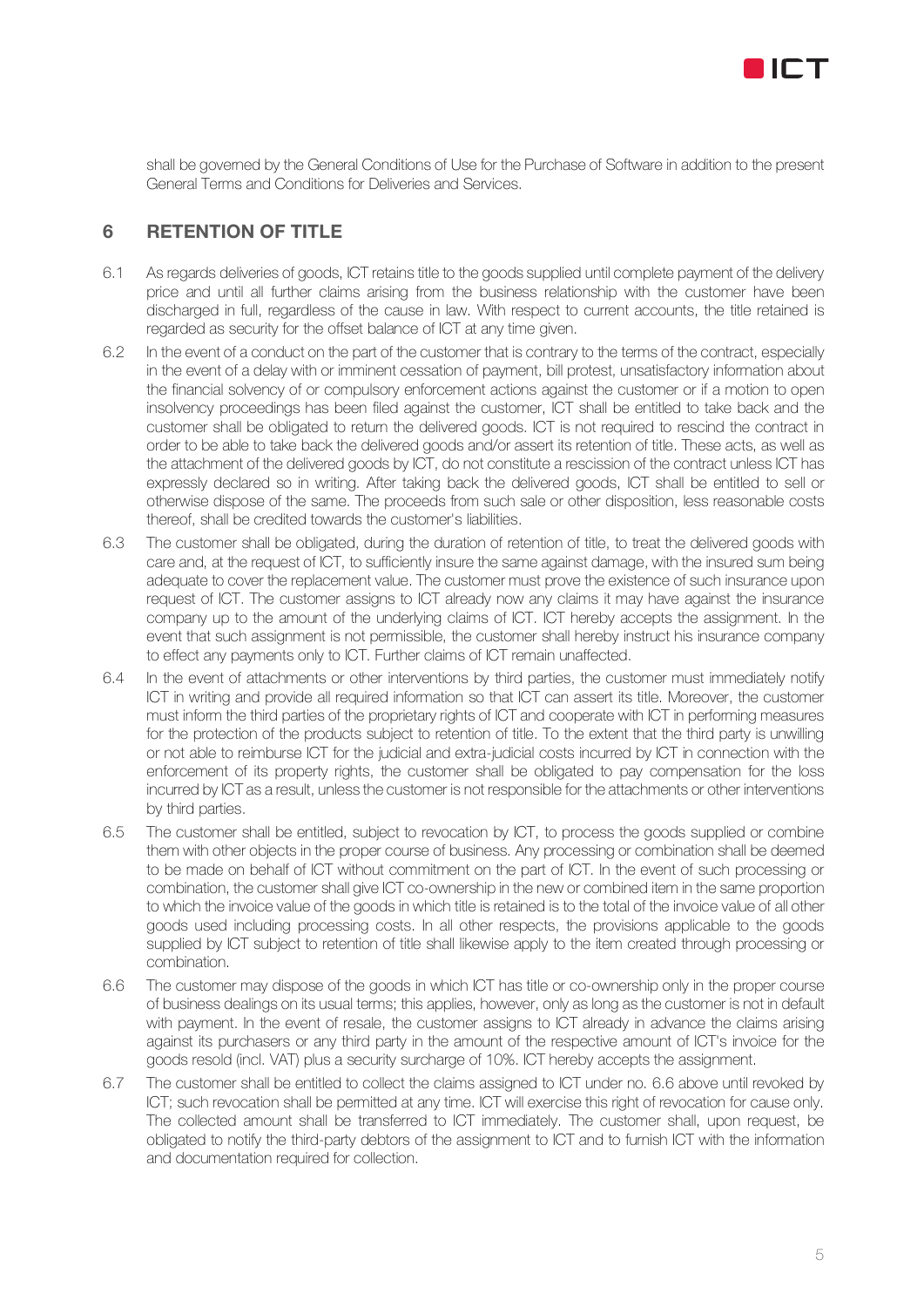shall be governed by the General Conditions of Use for the Purchase of Software in addition to the present General Terms and Conditions for Deliveries and Services.

## 6 RETENTION OF TITLE

6.1 As regards deliveries of goods, ICT retains title to the goods supplied until complete payment of the delivery price and until all further claims arising from the business relationship with the customer have been discharged in full, regardless of the cause in law. With respect to current accounts, the title retained is regarded as security for the offset balance of ICT at any time given.

6.2 In the event of a conduct on the part of the customer that is contrary to the terms of the contract, especially in the event of a delay with or imminent cessation of payment, bill protest, unsatisfactory information about the financial solvency of or compulsory enforcement actions against the customer or if a motion to open insolvency proceedings has been filed against the customer, ICT shall be entitled to take back and the customer shall be obligated to return the delivered goods. ICT is not required to rescind the contract in order to be able to take back the delivered goods and/or assert its retention of title. These acts, as well as the attachment of the delivered goods by ICT, do not constitute a rescission of the contract unless ICT has expressly declared so in writing. After taking back the delivered goods, ICT shall be entitled to sell or otherwise dispose of the same. The proceeds from such sale or other disposition, less reasonable costs thereof, shall be credited towards the customer's liabilities.

6.3 The customer shall be obligated, during the duration of retention of title, to treat the delivered goods with care and, at the request of ICT, to sufficiently insure the same against damage, with the insured sum being adequate to cover the replacement value. The customer must prove the existence of such insurance upon request of ICT. The customer assigns to ICT already now any claims it may have against the insurance company up to the amount of the underlying claims of ICT. ICT hereby accepts the assignment. In the event that such assignment is not permissible, the customer shall hereby instruct his insurance company to effect any payments only to ICT. Further claims of ICT remain unaffected.

6.4 In the event of attachments or other interventions by third parties, the customer must immediately notify ICT in writing and provide all required information so that ICT can assert its title. Moreover, the customer must inform the third parties of the proprietary rights of ICT and cooperate with ICT in performing measures for the protection of the products subject to retention of title. To the extent that the third party is unwilling or not able to reimburse ICT for the judicial and extra-judicial costs incurred by ICT in connection with the enforcement of its property rights, the customer shall be obligated to pay compensation for the loss incurred by ICT as a result, unless the customer is not responsible for the attachments or other interventions by third parties.

6.5 The customer shall be entitled, subject to revocation by ICT, to process the goods supplied or combine them with other objects in the proper course of business. Any processing or combination shall be deemed to be made on behalf of ICT without commitment on the part of ICT. In the event of such processing or combination, the customer shall give ICT co-ownership in the new or combined item in the same proportion to which the invoice value of the goods in which title is retained is to the total of the invoice value of all other goods used including processing costs. In all other respects, the provisions applicable to the goods supplied by ICT subject to retention of title shall likewise apply to the item created through processing or combination.

6.6 The customer may dispose of the goods in which ICT has title or co-ownership only in the proper course of business dealings on its usual terms; this applies, however, only as long as the customer is not in default with payment. In the event of resale, the customer assigns to ICT already in advance the claims arising against its purchasers or any third party in the amount of the respective amount of ICT's invoice for the goods resold (incl. VAT) plus a security surcharge of 10%. ICT hereby accepts the assignment.

6.7 The customer shall be entitled to collect the claims assigned to ICT under no. 6.6 above until revoked by ICT; such revocation shall be permitted at any time. ICT will exercise this right of revocation for cause only. The collected amount shall be transferred to ICT immediately. The customer shall, upon request, be obligated to notify the third-party debtors of the assignment to ICT and to furnish ICT with the information and documentation required for collection.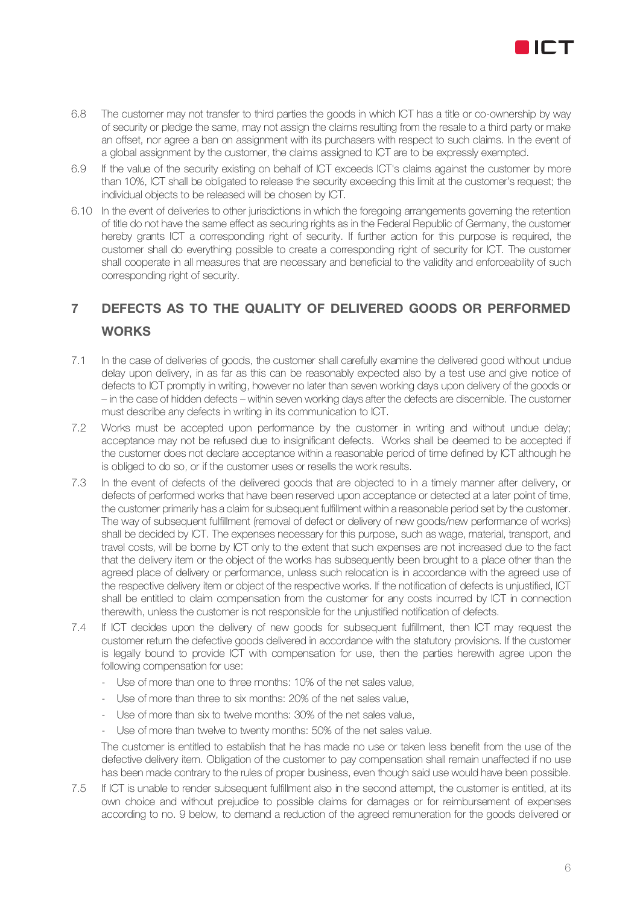6.8 The customer may not transfer to third parties the goods in which ICT has a title or co-ownership by way of security or pledge the same, may not assign the claims resulting from the resale to a third party or make an offset, nor agree a ban on assignment with its purchasers with respect to such claims. In the event of a global assignment by the customer, the claims assigned to ICT are to be expressly exempted.

6.9 If the value of the security existing on behalf of ICT exceeds ICT's claims against the customer by more than 10%, ICT shall be obligated to release the security exceeding this limit at the customer's request; the individual objects to be released will be chosen by ICT.

6.10 In the event of deliveries to other jurisdictions in which the foregoing arrangements governing the retention of title do not have the same effect as securing rights as in the Federal Republic of Germany, the customer hereby grants ICT a corresponding right of security. If further action for this purpose is required, the customer shall do everything possible to create a corresponding right of security for ICT. The customer shall cooperate in all measures that are necessary and beneficial to the validity and enforceability of such corresponding right of security.

## 7 DEFECTS AS TO THE QUALITY OF DELIVERED GOODS OR PERFORMED WORKS

7.1 In the case of deliveries of goods, the customer shall carefully examine the delivered good without undue delay upon delivery, in as far as this can be reasonably expected also by a test use and give notice of defects to ICT promptly in writing, however no later than seven working days upon delivery of the goods or – in the case of hidden defects – within seven working days after the defects are discernible. The customer must describe any defects in writing in its communication to ICT.

7.2 Works must be accepted upon performance by the customer in writing and without undue delay; acceptance may not be refused due to insignificant defects. Works shall be deemed to be accepted if the customer does not declare acceptance within a reasonable period of time defined by ICT although he is obliged to do so, or if the customer uses or resells the work results.

7.3 In the event of defects of the delivered goods that are objected to in a timely manner after delivery, or defects of performed works that have been reserved upon acceptance or detected at a later point of time, the customer primarily has a claim for subsequent fulfillment within a reasonable period set by the customer. The way of subsequent fulfillment (removal of defect or delivery of new goods/new performance of works) shall be decided by ICT. The expenses necessary for this purpose, such as wage, material, transport, and travel costs, will be borne by ICT only to the extent that such expenses are not increased due to the fact that the delivery item or the object of the works has subsequently been brought to a place other than the agreed place of delivery or performance, unless such relocation is in accordance with the agreed use of the respective delivery item or object of the respective works. If the notification of defects is unjustified, ICT shall be entitled to claim compensation from the customer for any costs incurred by ICT in connection therewith, unless the customer is not responsible for the unjustified notification of defects.

7.4 If ICT decides upon the delivery of new goods for subsequent fulfillment, then ICT may request the customer return the defective goods delivered in accordance with the statutory provisions. If the customer is legally bound to provide ICT with compensation for use, then the parties herewith agree upon the following compensation for use:

- Use of more than one to three months: 10% of the net sales value,
- Use of more than three to six months: 20% of the net sales value,
- Use of more than six to twelve months: 30% of the net sales value,
- Use of more than twelve to twenty months: 50% of the net sales value.

The customer is entitled to establish that he has made no use or taken less benefit from the use of the defective delivery item. Obligation of the customer to pay compensation shall remain unaffected if no use has been made contrary to the rules of proper business, even though said use would have been possible.

7.5 If ICT is unable to render subsequent fulfillment also in the second attempt, the customer is entitled, at its own choice and without prejudice to possible claims for damages or for reimbursement of expenses according to no. 9 below, to demand a reduction of the agreed remuneration for the goods delivered or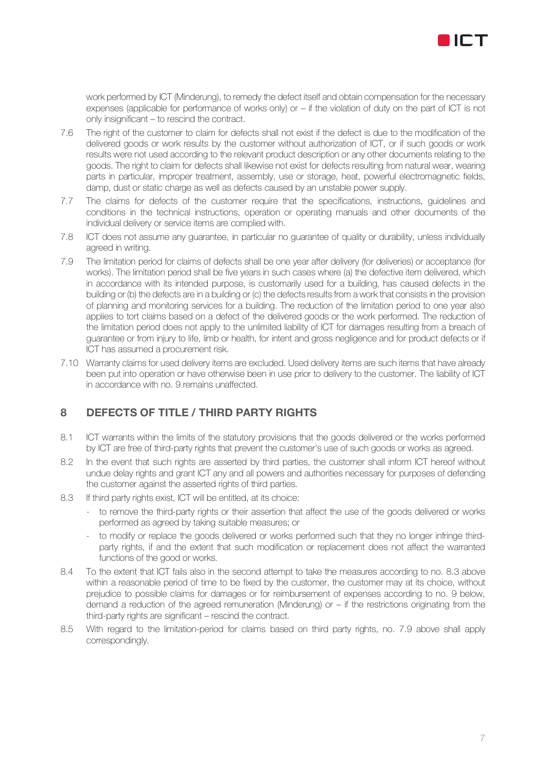work performed by ICT (Minderung), to remedy the defect itself and obtain compensation for the necessary expenses (applicable for performance of works only) or – if the violation of duty on the part of ICT is not only insignificant – to rescind the contract.

7.6 The right of the customer to claim for defects shall not exist if the defect is due to the modification of the delivered goods or work results by the customer without authorization of ICT, or if such goods or work results were not used according to the relevant product description or any other documents relating to the goods. The right to claim for defects shall likewise not exist for defects resulting from natural wear, wearing parts in particular, improper treatment, assembly, use or storage, heat, powerful electromagnetic fields, damp, dust or static charge as well as defects caused by an unstable power supply.

7.7 The claims for defects of the customer require that the specifications, instructions, guidelines and conditions in the technical instructions, operation or operating manuals and other documents of the individual delivery or service items are complied with.

7.8 ICT does not assume any guarantee, in particular no guarantee of quality or durability, unless individually agreed in writing.

7.9 The limitation period for claims of defects shall be one year after delivery (for deliveries) or acceptance (for works). The limitation period shall be five years in such cases where (a) the defective item delivered, which in accordance with its intended purpose, is customarily used for a building, has caused defects in the building or (b) the defects are in a building or (c) the defects results from a work that consists in the provision of planning and monitoring services for a building. The reduction of the limitation period to one year also applies to tort claims based on a defect of the delivered goods or the work performed. The reduction of the limitation period does not apply to the unlimited liability of ICT for damages resulting from a breach of guarantee or from injury to life, limb or health, for intent and gross negligence and for product defects or if ICT has assumed a procurement risk.

7.10 Warranty claims for used delivery items are excluded. Used delivery items are such items that have already been put into operation or have otherwise been in use prior to delivery to the customer. The liability of ICT in accordance with no. 9 remains unaffected.

## 8 DEFECTS OF TITLE / THIRD PARTY RIGHTS

8.1 ICT warrants within the limits of the statutory provisions that the goods delivered or the works performed by ICT are free of third-party rights that prevent the customer's use of such goods or works as agreed.

8.2 In the event that such rights are asserted by third parties, the customer shall inform ICT hereof without undue delay rights and grant ICT any and all powers and authorities necessary for purposes of defending the customer against the asserted rights of third parties.

8.3 If third party rights exist, ICT will be entitled, at its choice:

- to remove the third-party rights or their assertion that affect the use of the goods delivered or works performed as agreed by taking suitable measures; or
- to modify or replace the goods delivered or works performed such that they no longer infringe third-party rights, if and the extent that such modification or replacement does not affect the warranted functions of the good or works.

8.4 To the extent that ICT fails also in the second attempt to take the measures according to no. 8.3 above within a reasonable period of time to be fixed by the customer, the customer may at its choice, without prejudice to possible claims for damages or for reimbursement of expenses according to no. 9 below, demand a reduction of the agreed remuneration (Minderung) or – if the restrictions originating from the third-party rights are significant – rescind the contract.

8.5 With regard to the limitation-period for claims based on third party rights, no. 7.9 above shall apply correspondingly.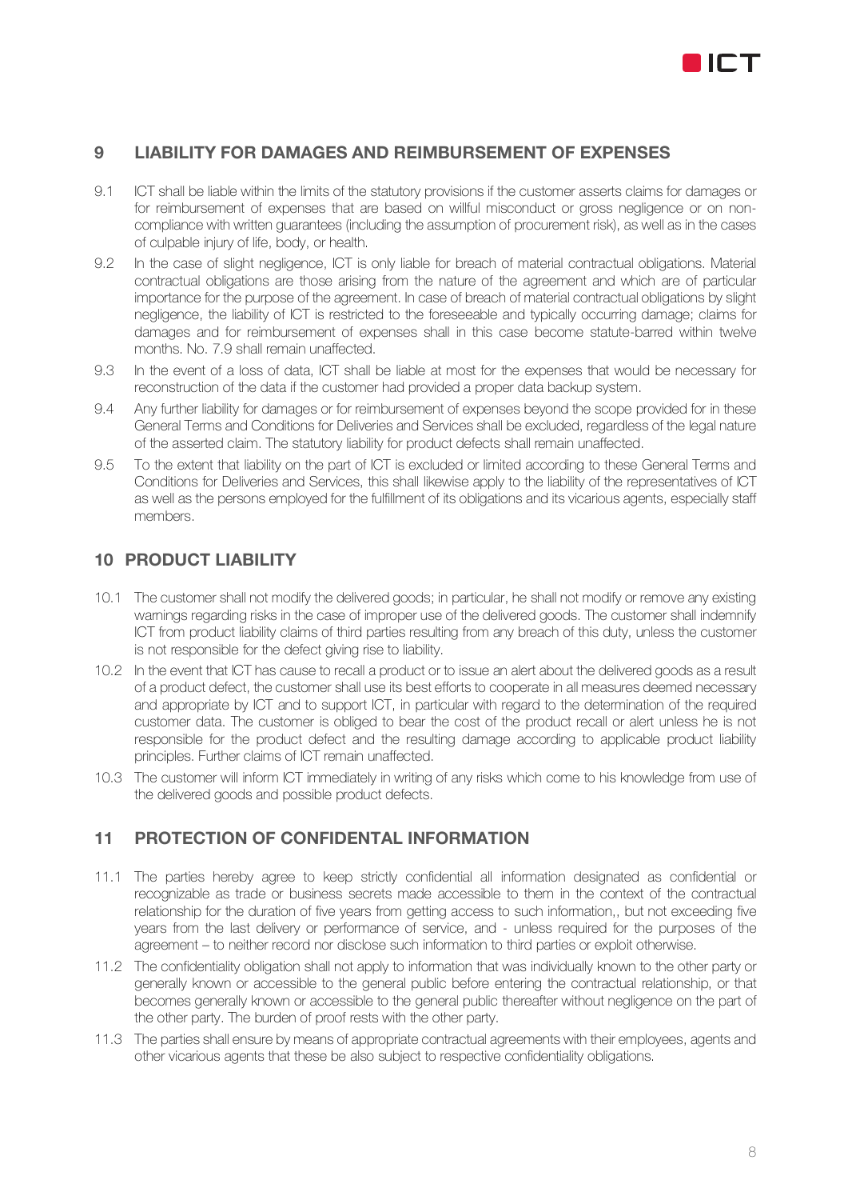## 9 LIABILITY FOR DAMAGES AND REIMBURSEMENT OF EXPENSES

9.1 ICT shall be liable within the limits of the statutory provisions if the customer asserts claims for damages or for reimbursement of expenses that are based on willful misconduct or gross negligence or on non-compliance with written guarantees (including the assumption of procurement risk), as well as in the cases of culpable injury of life, body, or health.

9.2 In the case of slight negligence, ICT is only liable for breach of material contractual obligations. Material contractual obligations are those arising from the nature of the agreement and which are of particular importance for the purpose of the agreement. In case of breach of material contractual obligations by slight negligence, the liability of ICT is restricted to the foreseeable and typically occurring damage; claims for damages and for reimbursement of expenses shall in this case become statute-barred within twelve months. No. 7.9 shall remain unaffected.

9.3 In the event of a loss of data, ICT shall be liable at most for the expenses that would be necessary for reconstruction of the data if the customer had provided a proper data backup system.

9.4 Any further liability for damages or for reimbursement of expenses beyond the scope provided for in these General Terms and Conditions for Deliveries and Services shall be excluded, regardless of the legal nature of the asserted claim. The statutory liability for product defects shall remain unaffected.

9.5 To the extent that liability on the part of ICT is excluded or limited according to these General Terms and Conditions for Deliveries and Services, this shall likewise apply to the liability of the representatives of ICT as well as the persons employed for the fulfillment of its obligations and its vicarious agents, especially staff members.

## 10 PRODUCT LIABILITY

10.1 The customer shall not modify the delivered goods; in particular, he shall not modify or remove any existing warnings regarding risks in the case of improper use of the delivered goods. The customer shall indemnify ICT from product liability claims of third parties resulting from any breach of this duty, unless the customer is not responsible for the defect giving rise to liability.

10.2 In the event that ICT has cause to recall a product or to issue an alert about the delivered goods as a result of a product defect, the customer shall use its best efforts to cooperate in all measures deemed necessary and appropriate by ICT and to support ICT, in particular with regard to the determination of the required customer data. The customer is obliged to bear the cost of the product recall or alert unless he is not responsible for the product defect and the resulting damage according to applicable product liability principles. Further claims of ICT remain unaffected.

10.3 The customer will inform ICT immediately in writing of any risks which come to his knowledge from use of the delivered goods and possible product defects.

## 11 PROTECTION OF CONFIDENTAL INFORMATION

11.1 The parties hereby agree to keep strictly confidential all information designated as confidential or recognizable as trade or business secrets made accessible to them in the context of the contractual relationship for the duration of five years from getting access to such information,, but not exceeding five years from the last delivery or performance of service, and - unless required for the purposes of the agreement – to neither record nor disclose such information to third parties or exploit otherwise.

11.2 The confidentiality obligation shall not apply to information that was individually known to the other party or generally known or accessible to the general public before entering the contractual relationship, or that becomes generally known or accessible to the general public thereafter without negligence on the part of the other party. The burden of proof rests with the other party.

11.3 The parties shall ensure by means of appropriate contractual agreements with their employees, agents and other vicarious agents that these be also subject to respective confidentiality obligations.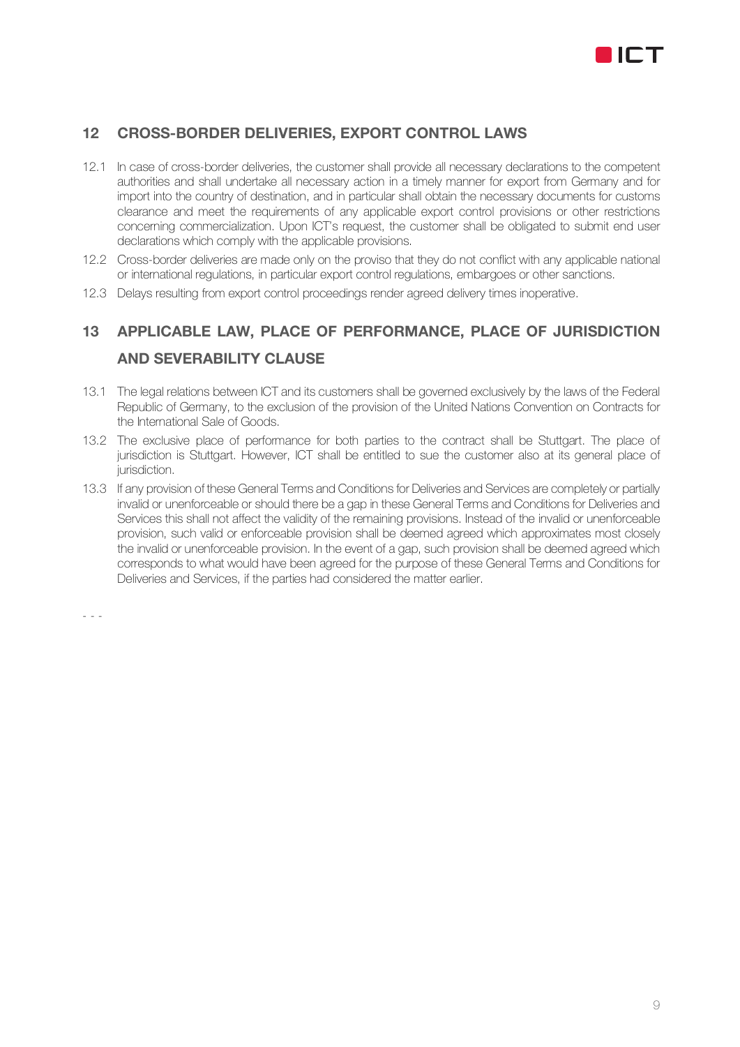## 12 CROSS-BORDER DELIVERIES, EXPORT CONTROL LAWS

12.1 In case of cross-border deliveries, the customer shall provide all necessary declarations to the competent authorities and shall undertake all necessary action in a timely manner for export from Germany and for import into the country of destination, and in particular shall obtain the necessary documents for customs clearance and meet the requirements of any applicable export control provisions or other restrictions concerning commercialization. Upon ICT's request, the customer shall be obligated to submit end user declarations which comply with the applicable provisions.

12.2 Cross-border deliveries are made only on the proviso that they do not conflict with any applicable national or international regulations, in particular export control regulations, embargoes or other sanctions.

12.3 Delays resulting from export control proceedings render agreed delivery times inoperative.

## 13 APPLICABLE LAW, PLACE OF PERFORMANCE, PLACE OF JURISDICTION AND SEVERABILITY CLAUSE

13.1 The legal relations between ICT and its customers shall be governed exclusively by the laws of the Federal Republic of Germany, to the exclusion of the provision of the United Nations Convention on Contracts for the International Sale of Goods.

13.2 The exclusive place of performance for both parties to the contract shall be Stuttgart. The place of jurisdiction is Stuttgart. However, ICT shall be entitled to sue the customer also at its general place of jurisdiction.

13.3 If any provision of these General Terms and Conditions for Deliveries and Services are completely or partially invalid or unenforceable or should there be a gap in these General Terms and Conditions for Deliveries and Services this shall not affect the validity of the remaining provisions. Instead of the invalid or unenforceable provision, such valid or enforceable provision shall be deemed agreed which approximates most closely the invalid or unenforceable provision. In the event of a gap, such provision shall be deemed agreed which corresponds to what would have been agreed for the purpose of these General Terms and Conditions for Deliveries and Services, if the parties had considered the matter earlier.

- - -